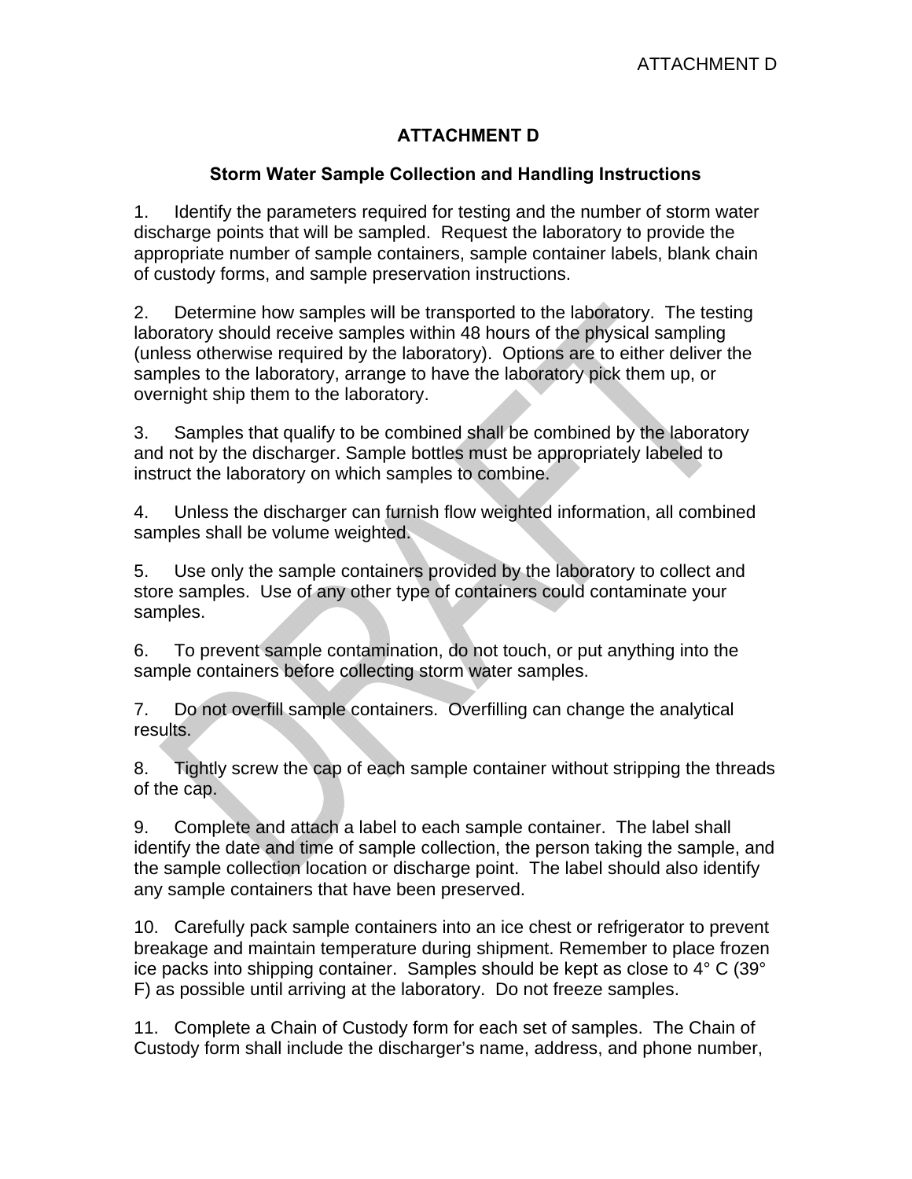# ATTACHMENT D

## Storm Water Sample Collection and Handling Instructions

1. Identify the parameters required for testing and the number of storm water discharge points that will be sampled. Request the laboratory to provide the appropriate number of sample containers, sample container labels, blank chain of custody forms, and sample preservation instructions.

2. Determine how samples will be transported to the laboratory. The testing laboratory should receive samples within 48 hours of the physical sampling (unless otherwise required by the laboratory). Options are to either deliver the samples to the laboratory, arrange to have the laboratory pick them up, or overnight ship them to the laboratory.

3. Samples that qualify to be combined shall be combined by the laboratory and not by the discharger. Sample bottles must be appropriately labeled to instruct the laboratory on which samples to combine.

4. Unless the discharger can furnish flow weighted information, all combined samples shall be volume weighted.

5. Use only the sample containers provided by the laboratory to collect and store samples. Use of any other type of containers could contaminate your samples.

6. To prevent sample contamination, do not touch, or put anything into the sample containers before collecting storm water samples.

7. Do not overfill sample containers. Overfilling can change the analytical results.

8. Tightly screw the cap of each sample container without stripping the threads of the cap.

9. Complete and attach a label to each sample container. The label shall identify the date and time of sample collection, the person taking the sample, and the sample collection location or discharge point. The label should also identify any sample containers that have been preserved.

10. Carefully pack sample containers into an ice chest or refrigerator to prevent breakage and maintain temperature during shipment. Remember to place frozen ice packs into shipping container. Samples should be kept as close to 4° C (39° F) as possible until arriving at the laboratory. Do not freeze samples.

11. Complete a Chain of Custody form for each set of samples. The Chain of Custody form shall include the discharger's name, address, and phone number,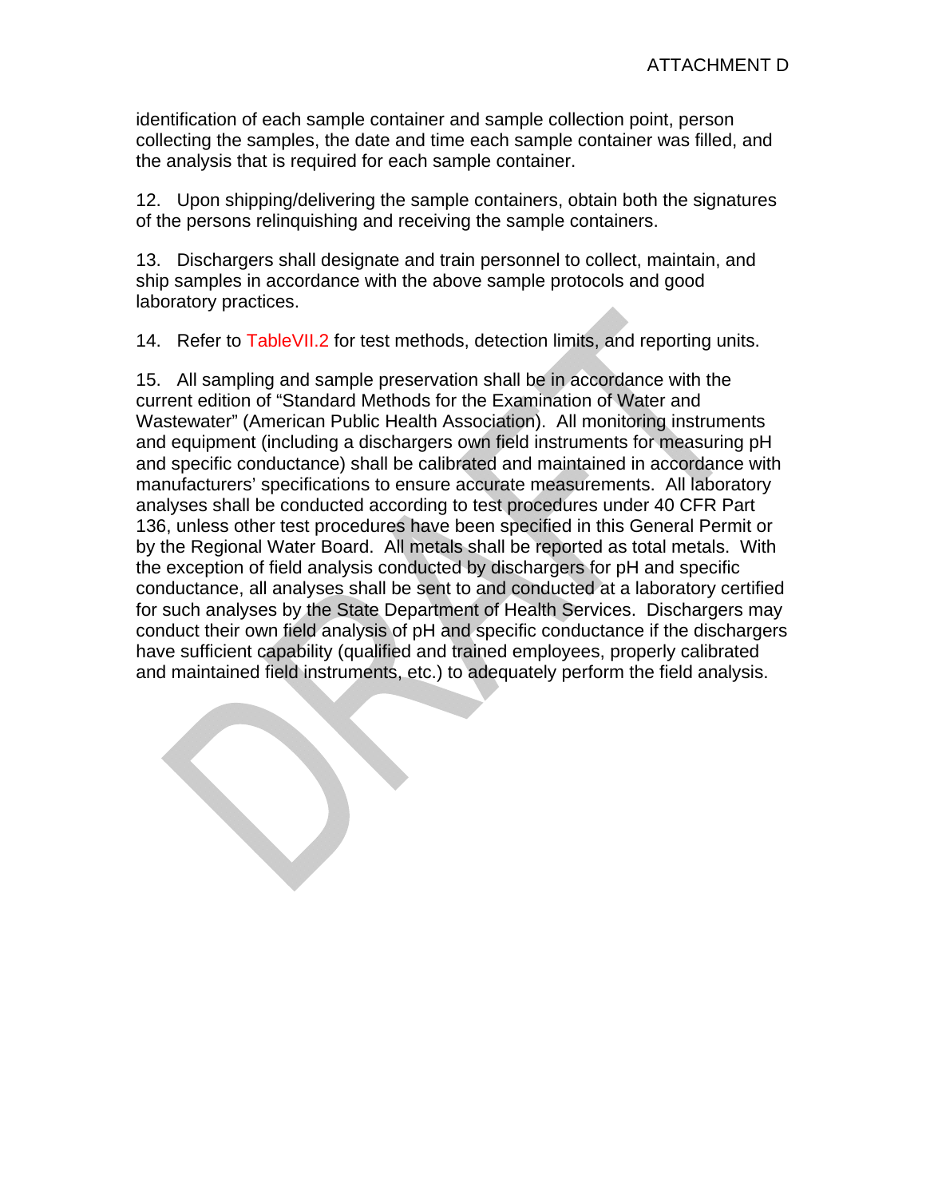identification of each sample container and sample collection point, person collecting the samples, the date and time each sample container was filled, and the analysis that is required for each sample container.

12. Upon shipping/delivering the sample containers, obtain both the signatures of the persons relinquishing and receiving the sample containers.

13. Dischargers shall designate and train personnel to collect, maintain, and ship samples in accordance with the above sample protocols and good laboratory practices.

14. Refer to TableVII.2 for test methods, detection limits, and reporting units.

15. All sampling and sample preservation shall be in accordance with the current edition of "Standard Methods for the Examination of Water and Wastewater" (American Public Health Association). All monitoring instruments and equipment (including a dischargers own field instruments for measuring pH and specific conductance) shall be calibrated and maintained in accordance with manufacturers' specifications to ensure accurate measurements. All laboratory analyses shall be conducted according to test procedures under 40 CFR Part 136, unless other test procedures have been specified in this General Permit or by the Regional Water Board. All metals shall be reported as total metals. With the exception of field analysis conducted by dischargers for pH and specific conductance, all analyses shall be sent to and conducted at a laboratory certified for such analyses by the State Department of Health Services. Dischargers may conduct their own field analysis of pH and specific conductance if the dischargers have sufficient capability (qualified and trained employees, properly calibrated and maintained field instruments, etc.) to adequately perform the field analysis.